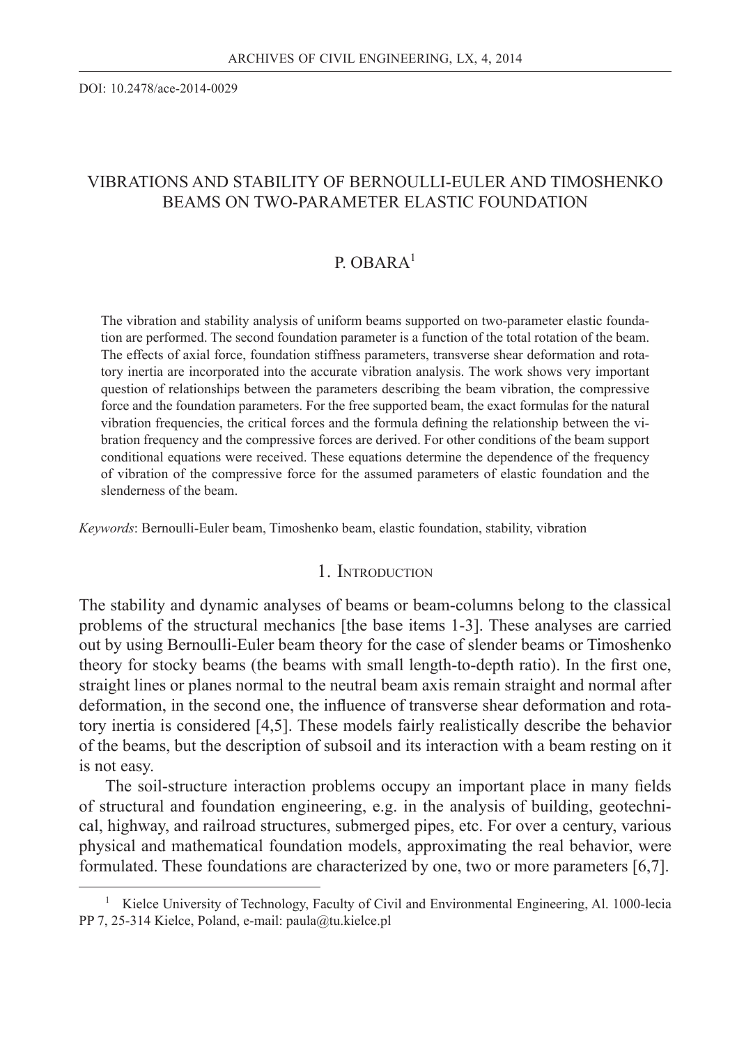DOI: 10.2478/ace-2014-0029

# VIBRATIONS AND STABILITY OF BERNOULLI-EULER AND TIMOSHENKO BEAMS ON TWO-PARAMETER ELASTIC FOUNDATION

## P. OBARA[1]

The vibration and stability analysis of uniform beams supported on two-parameter elastic foundation are performed. The second foundation parameter is a function of the total rotation of the beam. The effects of axial force, foundation stiffness parameters, transverse shear deformation and rotatory inertia are incorporated into the accurate vibration analysis. The work shows very important question of relationships between the parameters describing the beam vibration, the compressive force and the foundation parameters. For the free supported beam, the exact formulas for the natural vibration frequencies, the critical forces and the formula defining the relationship between the vibration frequency and the compressive forces are derived. For other conditions of the beam support conditional equations were received. These equations determine the dependence of the frequency of vibration of the compressive force for the assumed parameters of elastic foundation and the slenderness of the beam.

*Keywords*: Bernoulli-Euler beam, Timoshenko beam, elastic foundation, stability, vibration

## 1. Introduction

The stability and dynamic analyses of beams or beam-columns belong to the classical problems of the structural mechanics [the base items 1-3]. These analyses are carried out by using Bernoulli-Euler beam theory for the case of slender beams or Timoshenko theory for stocky beams (the beams with small length-to-depth ratio). In the first one, straight lines or planes normal to the neutral beam axis remain straight and normal after deformation, in the second one, the influence of transverse shear deformation and rotatory inertia is considered [4,5]. These models fairly realistically describe the behavior of the beams, but the description of subsoil and its interaction with a beam resting on it is not easy.

The soil-structure interaction problems occupy an important place in many fields of structural and foundation engineering, e.g. in the analysis of building, geotechnical, highway, and railroad structures, submerged pipes, etc. For over a century, various physical and mathematical foundation models, approximating the real behavior, were formulated. These foundations are characterized by one, two or more parameters [6,7].

[1] Kielce University of Technology, Faculty of Civil and Environmental Engineering, Al. 1000-lecia PP 7, 25-314 Kielce, Poland, e-mail: paula@tu.kielce.pl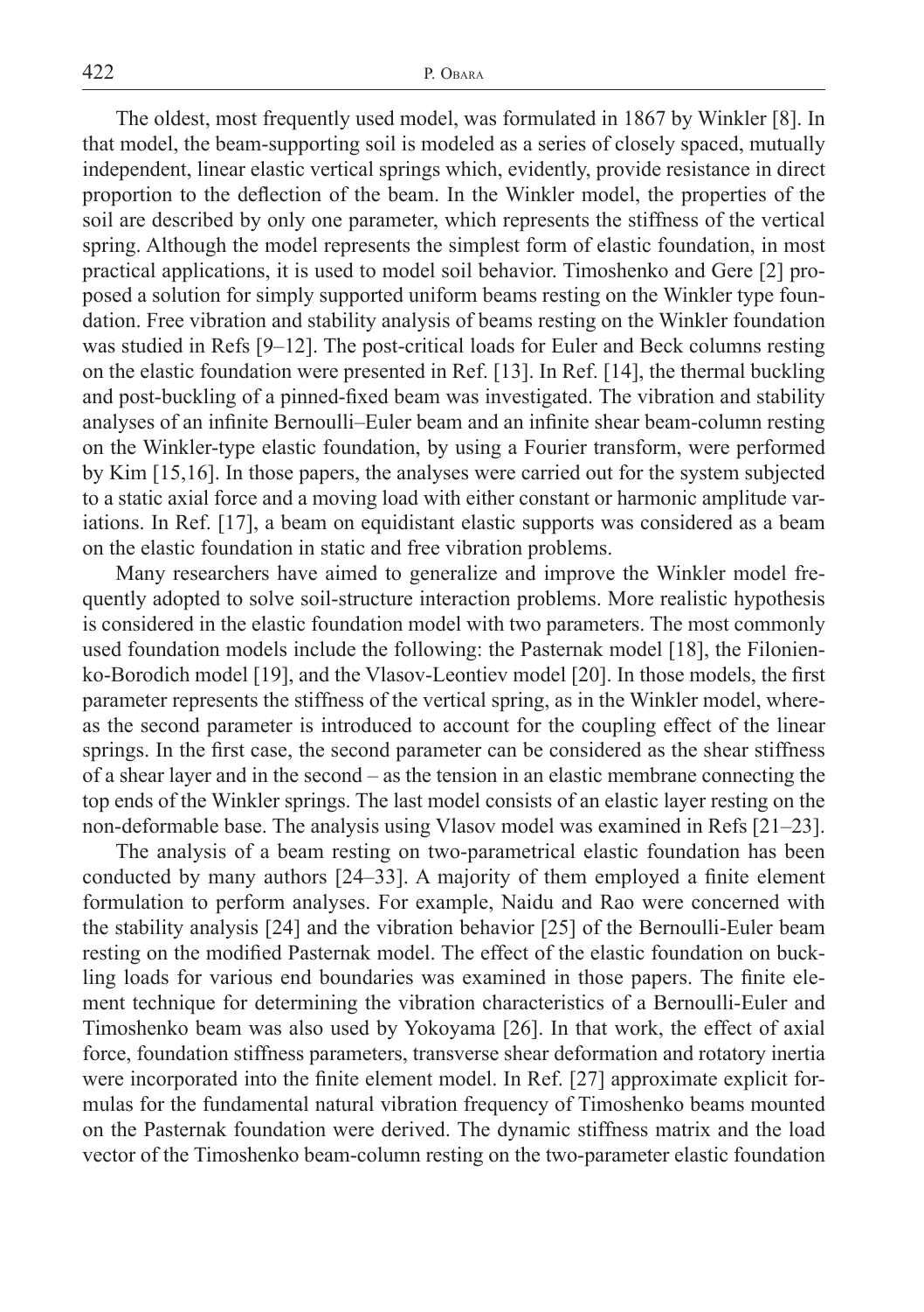The oldest, most frequently used model, was formulated in 1867 by Winkler [8]. In that model, the beam-supporting soil is modeled as a series of closely spaced, mutually independent, linear elastic vertical springs which, evidently, provide resistance in direct proportion to the deflection of the beam. In the Winkler model, the properties of the soil are described by only one parameter, which represents the stiffness of the vertical spring. Although the model represents the simplest form of elastic foundation, in most practical applications, it is used to model soil behavior. Timoshenko and Gere [2] proposed a solution for simply supported uniform beams resting on the Winkler type foundation. Free vibration and stability analysis of beams resting on the Winkler foundation was studied in Refs [9–12]. The post-critical loads for Euler and Beck columns resting on the elastic foundation were presented in Ref. [13]. In Ref. [14], the thermal buckling and post-buckling of a pinned-fixed beam was investigated. The vibration and stability analyses of an infinite Bernoulli–Euler beam and an infinite shear beam-column resting on the Winkler-type elastic foundation, by using a Fourier transform, were performed by Kim [15,16]. In those papers, the analyses were carried out for the system subjected to a static axial force and a moving load with either constant or harmonic amplitude variations. In Ref. [17], a beam on equidistant elastic supports was considered as a beam on the elastic foundation in static and free vibration problems.

Many researchers have aimed to generalize and improve the Winkler model frequently adopted to solve soil-structure interaction problems. More realistic hypothesis is considered in the elastic foundation model with two parameters. The most commonly used foundation models include the following: the Pasternak model [18], the Filonienko-Borodich model [19], and the Vlasov-Leontiev model [20]. In those models, the first parameter represents the stiffness of the vertical spring, as in the Winkler model, whereas the second parameter is introduced to account for the coupling effect of the linear springs. In the first case, the second parameter can be considered as the shear stiffness of a shear layer and in the second – as the tension in an elastic membrane connecting the top ends of the Winkler springs. The last model consists of an elastic layer resting on the non-deformable base. The analysis using Vlasov model was examined in Refs [21–23].

The analysis of a beam resting on two-parametrical elastic foundation has been conducted by many authors [24–33]. A majority of them employed a finite element formulation to perform analyses. For example, Naidu and Rao were concerned with the stability analysis [24] and the vibration behavior [25] of the Bernoulli-Euler beam resting on the modified Pasternak model. The effect of the elastic foundation on buckling loads for various end boundaries was examined in those papers. The finite element technique for determining the vibration characteristics of a Bernoulli-Euler and Timoshenko beam was also used by Yokoyama [26]. In that work, the effect of axial force, foundation stiffness parameters, transverse shear deformation and rotatory inertia were incorporated into the finite element model. In Ref. [27] approximate explicit formulas for the fundamental natural vibration frequency of Timoshenko beams mounted on the Pasternak foundation were derived. The dynamic stiffness matrix and the load vector of the Timoshenko beam-column resting on the two-parameter elastic foundation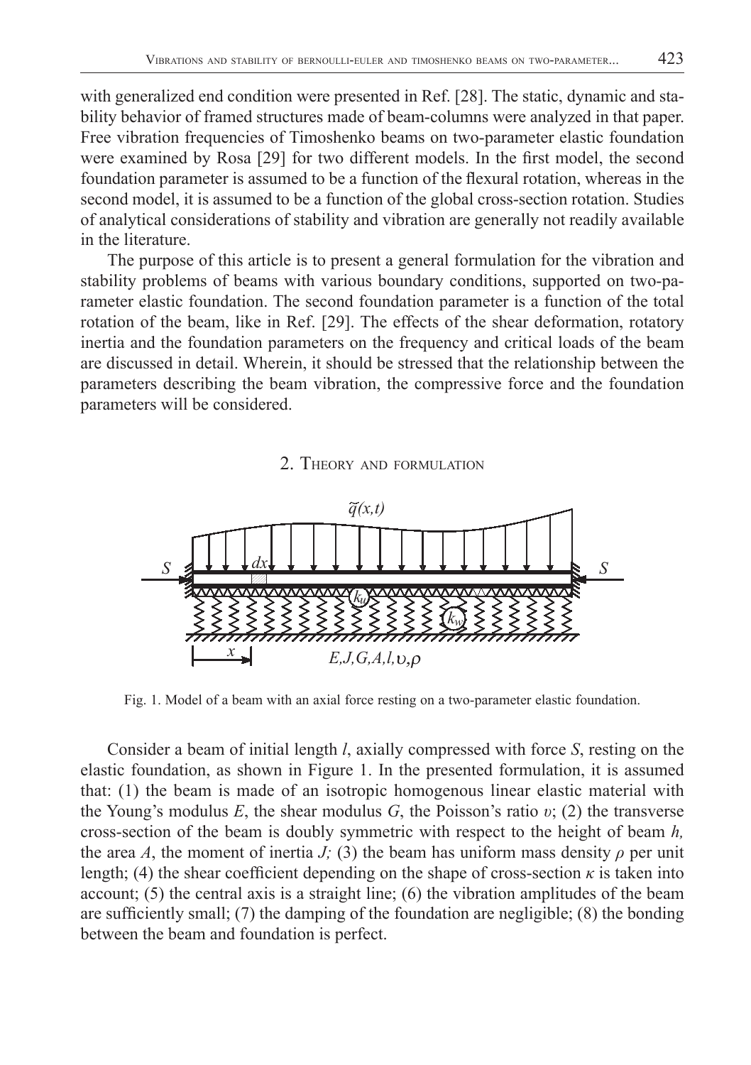with generalized end condition were presented in Ref. [28]. The static, dynamic and stability behavior of framed structures made of beam-columns were analyzed in that paper. Free vibration frequencies of Timoshenko beams on two-parameter elastic foundation were examined by Rosa [29] for two different models. In the first model, the second foundation parameter is assumed to be a function of the flexural rotation, whereas in the second model, it is assumed to be a function of the global cross-section rotation. Studies of analytical considerations of stability and vibration are generally not readily available in the literature.

The purpose of this article is to present a general formulation for the vibration and stability problems of beams with various boundary conditions, supported on two-parameter elastic foundation. The second foundation parameter is a function of the total rotation of the beam, like in Ref. [29]. The effects of the shear deformation, rotatory inertia and the foundation parameters on the frequency and critical loads of the beam are discussed in detail. Wherein, it should be stressed that the relationship between the parameters describing the beam vibration, the compressive force and the foundation parameters will be considered.

## 2. Theory and formulation

Fig. 1. Model of a beam with an axial force resting on a two-parameter elastic foundation.

Consider a beam of initial length $l$, axially compressed with force $S$, resting on the elastic foundation, as shown in Figure 1. In the presented formulation, it is assumed that: (1) the beam is made of an isotropic homogenous linear elastic material with the Young's modulus $E$, the shear modulus $G$, the Poisson's ratio $\upsilon$; (2) the transverse cross-section of the beam is doubly symmetric with respect to the height of beam $h$, the area $A$, the moment of inertia $J$; (3) the beam has uniform mass density $\rho$ per unit length; (4) the shear coefficient depending on the shape of cross-section $\kappa$ is taken into account; (5) the central axis is a straight line; (6) the vibration amplitudes of the beam are sufficiently small; (7) the damping of the foundation are negligible; (8) the bonding between the beam and foundation is perfect.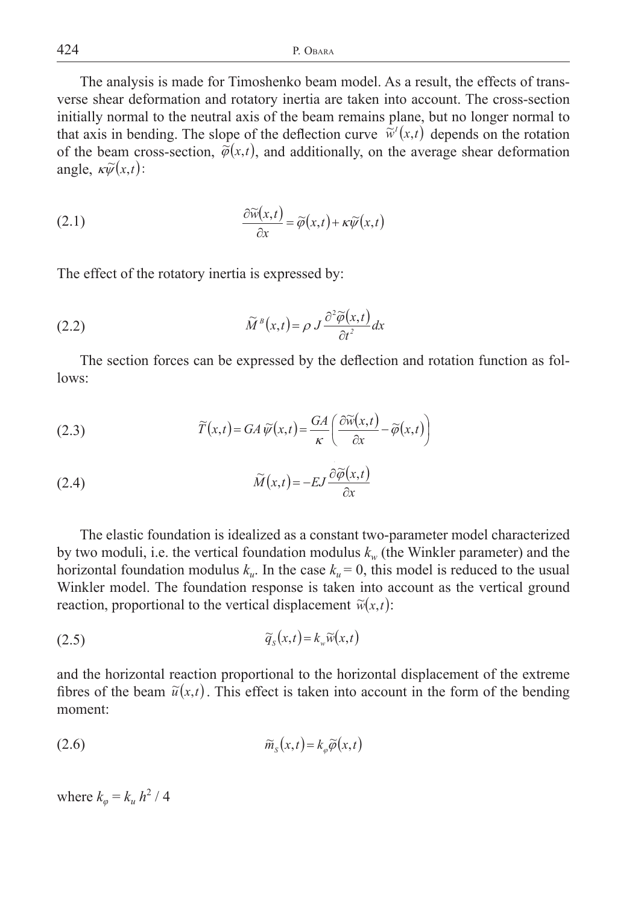The analysis is made for Timoshenko beam model. As a result, the effects of transverse shear deformation and rotatory inertia are taken into account. The cross-section initially normal to the neutral axis of the beam remains plane, but no longer normal to that axis in bending. The slope of the deflection curve $\tilde{w}^{I}(x,t)$ depends on the rotation of the beam cross-section, $\tilde{\varphi}(x,t)$, and additionally, on the average shear deformation angle, $\kappa\tilde{\psi}(x,t)$:

$$\frac{\partial \tilde{w}(x,t)}{\partial x} = \tilde{\varphi}(x,t) + \kappa\tilde{\psi}(x,t) \tag{2.1}$$

The effect of the rotatory inertia is expressed by:

$$\tilde{M}^{B}(x,t) = \rho\, J \frac{\partial^{2} \tilde{\varphi}(x,t)}{\partial t^{2}} dx \tag{2.2}$$

The section forces can be expressed by the deflection and rotation function as follows:

$$\tilde{T}(x,t) = GA\,\tilde{\psi}(x,t) = \frac{GA}{\kappa}\left(\frac{\partial \tilde{w}(x,t)}{\partial x} - \tilde{\varphi}(x,t)\right) \tag{2.3}$$

$$\tilde{M}(x,t) = -EJ\frac{\partial \tilde{\varphi}(x,t)}{\partial x} \tag{2.4}$$

The elastic foundation is idealized as a constant two-parameter model characterized by two moduli, i.e. the vertical foundation modulus $k_w$ (the Winkler parameter) and the horizontal foundation modulus $k_u$. In the case $k_u = 0$, this model is reduced to the usual Winkler model. The foundation response is taken into account as the vertical ground reaction, proportional to the vertical displacement $\tilde{w}(x,t)$:

$$\tilde{q}_{S}(x,t) = k_{w}\tilde{w}(x,t) \tag{2.5}$$

and the horizontal reaction proportional to the horizontal displacement of the extreme fibres of the beam $\tilde{u}(x,t)$. This effect is taken into account in the form of the bending moment:

$$\tilde{m}_{S}(x,t) = k_{\varphi}\tilde{\varphi}(x,t) \tag{2.6}$$

where $k_{\varphi} = k_u\, h^2 / 4$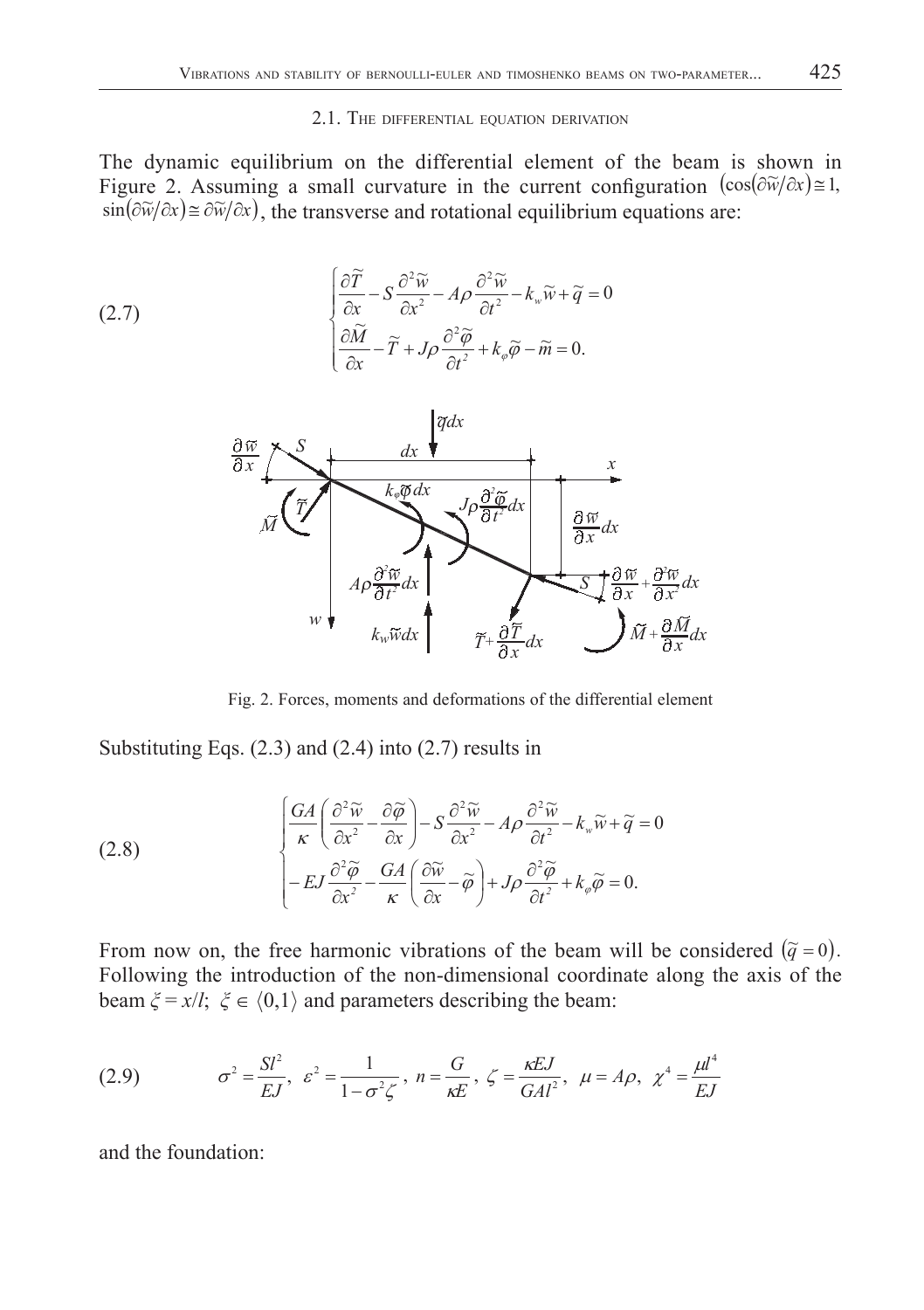### 2.1. The differential equation derivation

The dynamic equilibrium on the differential element of the beam is shown in Figure 2. Assuming a small curvature in the current configuration $\left(\cos(\partial\tilde{w}/\partial x)\cong 1,\ \sin(\partial\tilde{w}/\partial x)\cong \partial\tilde{w}/\partial x\right)$, the transverse and rotational equilibrium equations are:

$$
(2.7)\qquad
\begin{cases}
\dfrac{\partial \tilde{T}}{\partial x} - S\dfrac{\partial^2 \tilde{w}}{\partial x^2} - A\rho\dfrac{\partial^2 \tilde{w}}{\partial t^2} - k_w\tilde{w} + \tilde{q} = 0 \\[2ex]
\dfrac{\partial \tilde{M}}{\partial x} - \tilde{T} + J\rho\dfrac{\partial^2 \tilde{\varphi}}{\partial t^2} + k_\varphi\tilde{\varphi} - \tilde{m} = 0.
\end{cases}
$$

Fig. 2. Forces, moments and deformations of the differential element

Substituting Eqs. (2.3) and (2.4) into (2.7) results in

$$
(2.8)\qquad
\begin{cases}
\dfrac{GA}{\kappa}\left(\dfrac{\partial^2 \tilde{w}}{\partial x^2} - \dfrac{\partial \tilde{\varphi}}{\partial x}\right) - S\dfrac{\partial^2 \tilde{w}}{\partial x^2} - A\rho\dfrac{\partial^2 \tilde{w}}{\partial t^2} - k_w\tilde{w} + \tilde{q} = 0 \\[2ex]
-EJ\dfrac{\partial^2 \tilde{\varphi}}{\partial x^2} - \dfrac{GA}{\kappa}\left(\dfrac{\partial \tilde{w}}{\partial x} - \tilde{\varphi}\right) + J\rho\dfrac{\partial^2 \tilde{\varphi}}{\partial t^2} + k_\varphi\tilde{\varphi} = 0.
\end{cases}
$$

From now on, the free harmonic vibrations of the beam will be considered $(\tilde{q} = 0)$. Following the introduction of the non-dimensional coordinate along the axis of the beam $\xi = x/l$; $\xi \in \langle 0,1\rangle$ and parameters describing the beam:

$$
(2.9)\qquad \sigma^2 = \frac{Sl^2}{EJ},\ \ \varepsilon^2 = \frac{1}{1-\sigma^2\zeta},\ \ n = \frac{G}{\kappa E},\ \ \zeta = \frac{\kappa EJ}{GAl^2},\ \ \mu = A\rho,\ \ \chi^4 = \frac{\mu l^4}{EJ}
$$

and the foundation: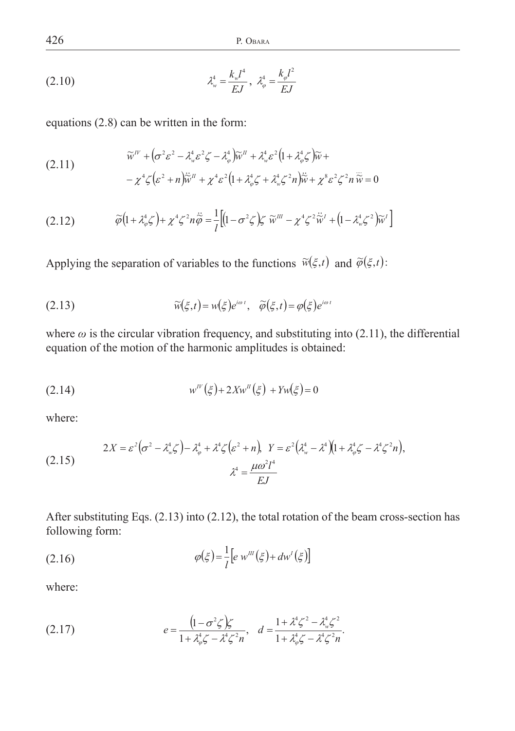$$\lambda_w^4 = \frac{k_w l^4}{EJ}, \;\; \lambda_\varphi^4 = \frac{k_\varphi l^2}{EJ} \tag{2.10}$$

equations (2.8) can be written in the form:

$$\begin{aligned} &\widetilde{w}^{IV} + \left(\sigma^2\varepsilon^2 - \lambda_w^4\varepsilon^2\zeta - \lambda_\varphi^4\right)\widetilde{w}^{II} + \lambda_w^4\varepsilon^2\left(1 + \lambda_\varphi^4\zeta\right)\widetilde{w} + \\ &- \chi^4\zeta\left(\varepsilon^2 + n\right)\ddot{\widetilde{w}}^{II} + \chi^4\varepsilon^2\left(1 + \lambda_\varphi^4\zeta + \lambda_w^4\zeta^2 n\right)\ddot{\widetilde{w}} + \chi^8\varepsilon^2\zeta^2 n\,\ddddot{\widetilde{w}} = 0 \end{aligned} \tag{2.11}$$

$$\widetilde{\varphi}\left(1 + \lambda_\varphi^4\zeta\right) + \chi^4\zeta^2 n\ddot{\widetilde{\varphi}} = \frac{1}{l}\left[\left(1 - \sigma^2\zeta\right)\zeta\;\widetilde{w}^{III} - \chi^4\zeta^2\ddot{\widetilde{w}}^{I} + \left(1 - \lambda_w^4\zeta^2\right)\widetilde{w}^{I}\right] \tag{2.12}$$

Applying the separation of variables to the functions $\widetilde{w}(\xi,t)$ and $\widetilde{\varphi}(\xi,t)$:

$$\widetilde{w}(\xi,t) = w(\xi)e^{i\omega t}, \quad \widetilde{\varphi}(\xi,t) = \varphi(\xi)e^{i\omega t} \tag{2.13}$$

where $\omega$ is the circular vibration frequency, and substituting into (2.11), the differential equation of the motion of the harmonic amplitudes is obtained:

$$w^{IV}(\xi) + 2Xw^{II}(\xi) + Yw(\xi) = 0 \tag{2.14}$$

where:

$$\begin{gathered} 2X = \varepsilon^2\left(\sigma^2 - \lambda_w^4\zeta\right) - \lambda_\varphi^4 + \lambda^4\zeta\left(\varepsilon^2 + n\right), \;\; Y = \varepsilon^2\left(\lambda_w^4 - \lambda^4\right)\left(1 + \lambda_\varphi^4\zeta - \lambda^4\zeta^2 n\right), \\ \lambda^4 = \frac{\mu\omega^2 l^4}{EJ} \end{gathered} \tag{2.15}$$

After substituting Eqs. (2.13) into (2.12), the total rotation of the beam cross-section has following form:

$$\varphi(\xi) = \frac{1}{l}\left[e\,w^{III}(\xi) + dw^{I}(\xi)\right] \tag{2.16}$$

where:

$$e = \frac{\left(1 - \sigma^2\zeta\right)\zeta}{1 + \lambda_\varphi^4\zeta - \lambda^4\zeta^2 n}, \quad d = \frac{1 + \lambda^4\zeta^2 - \lambda_w^4\zeta^2}{1 + \lambda_\varphi^4\zeta - \lambda^4\zeta^2 n}. \tag{2.17}$$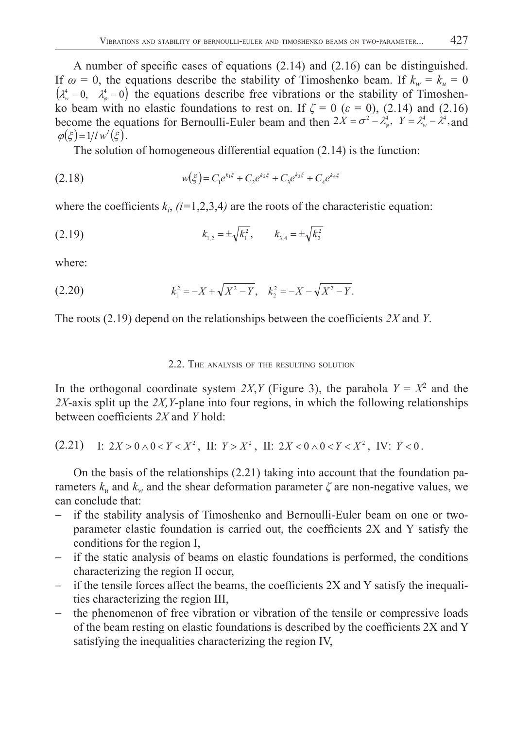A number of specific cases of equations (2.14) and (2.16) can be distinguished. If $\omega = 0$, the equations describe the stability of Timoshenko beam. If $k_w = k_u = 0$ $\left(\lambda_w^4 = 0, \quad \lambda_\varphi^4 = 0\right)$ the equations describe free vibrations or the stability of Timoshenko beam with no elastic foundations to rest on. If $\zeta = 0$ ($\varepsilon = 0$), (2.14) and (2.16) become the equations for Bernoulli-Euler beam and then $2X = \sigma^2 - \lambda_\varphi^4, \; Y = \lambda_w^4 - \lambda^4$, and $\varphi(\xi) = 1/l\, w^I(\xi)$.

The solution of homogeneous differential equation (2.14) is the function:

$$w(\xi) = C_1 e^{k_1 \xi} + C_2 e^{k_2 \xi} + C_3 e^{k_3 \xi} + C_4 e^{k_4 \xi} \tag{2.18}$$

where the coefficients $k_i$, $(i=1,2,3,4)$ are the roots of the characteristic equation:

$$k_{1,2} = \pm\sqrt{k_1^2}, \qquad k_{3,4} = \pm\sqrt{k_2^2} \tag{2.19}$$

where:

$$k_1^2 = -X + \sqrt{X^2 - Y}, \quad k_2^2 = -X - \sqrt{X^2 - Y}. \tag{2.20}$$

The roots (2.19) depend on the relationships between the coefficients $2X$ and $Y$.

### 2.2. The analysis of the resulting solution

In the orthogonal coordinate system $2X,Y$ (Figure 3), the parabola $Y = X^2$ and the $2X$-axis split up the $2X,Y$-plane into four regions, in which the following relationships between coefficients $2X$ and $Y$ hold:

$$\text{I: } 2X > 0 \wedge 0 < Y < X^2, \; \text{II: } Y > X^2, \; \text{II: } 2X < 0 \wedge 0 < Y < X^2, \; \text{IV: } Y < 0. \tag{2.21}$$

On the basis of the relationships (2.21) taking into account that the foundation parameters $k_u$ and $k_w$ and the shear deformation parameter $\zeta$ are non-negative values, we can conclude that:

- if the stability analysis of Timoshenko and Bernoulli-Euler beam on one or two-parameter elastic foundation is carried out, the coefficients 2X and Y satisfy the conditions for the region I,
- if the static analysis of beams on elastic foundations is performed, the conditions characterizing the region II occur,
- if the tensile forces affect the beams, the coefficients 2X and Y satisfy the inequalities characterizing the region III,
- the phenomenon of free vibration or vibration of the tensile or compressive loads of the beam resting on elastic foundations is described by the coefficients 2X and Y satisfying the inequalities characterizing the region IV,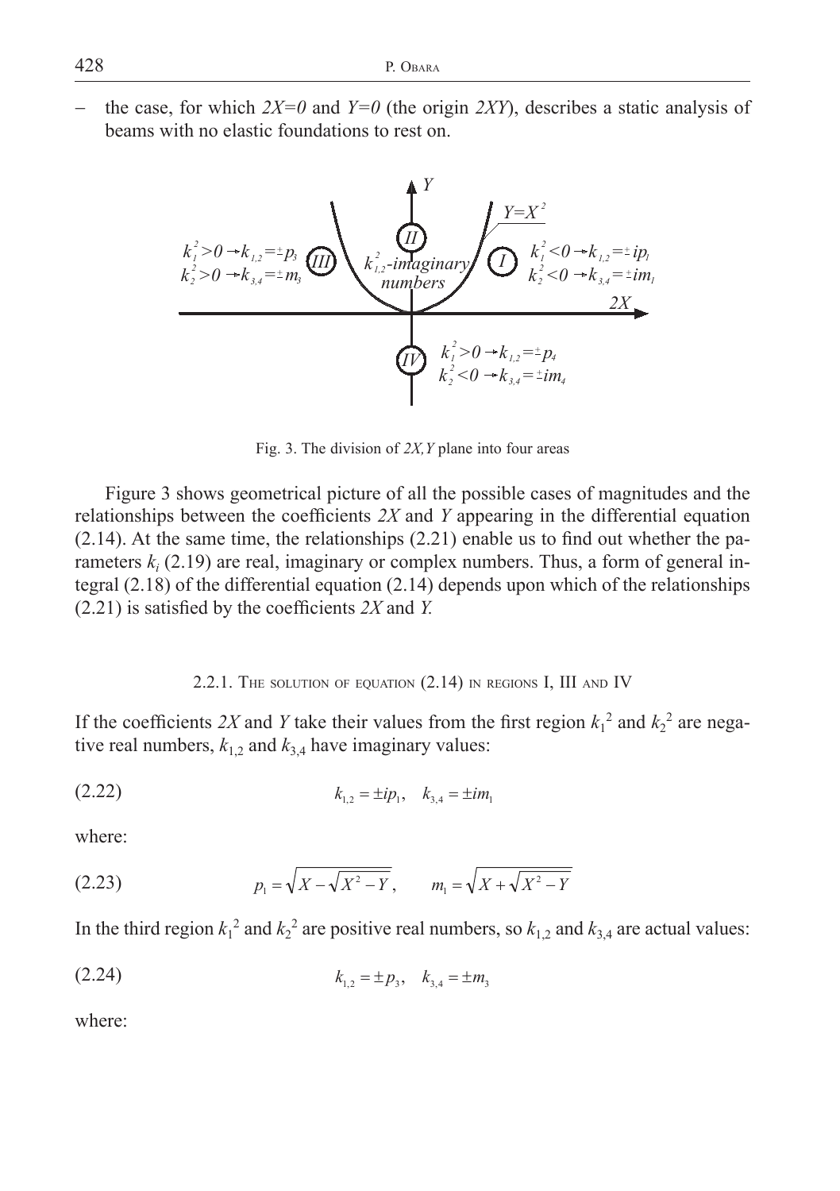- the case, for which $2X=0$ and $Y=0$ (the origin $2XY$), describes a static analysis of beams with no elastic foundations to rest on.

Fig. 3. The division of $2X,Y$ plane into four areas

Figure 3 shows geometrical picture of all the possible cases of magnitudes and the relationships between the coefficients $2X$ and $Y$ appearing in the differential equation (2.14). At the same time, the relationships (2.21) enable us to find out whether the parameters $k_i$ (2.19) are real, imaginary or complex numbers. Thus, a form of general integral (2.18) of the differential equation (2.14) depends upon which of the relationships (2.21) is satisfied by the coefficients $2X$ and $Y$.

### 2.2.1. The solution of equation (2.14) in regions I, III and IV

If the coefficients $2X$ and $Y$ take their values from the first region $k_1^2$ and $k_2^2$ are negative real numbers, $k_{1,2}$ and $k_{3,4}$ have imaginary values:

$$k_{1,2} = \pm i p_1, \quad k_{3,4} = \pm i m_1 \tag{2.22}$$

where:

$$p_1 = \sqrt{X - \sqrt{X^2 - Y}}, \qquad m_1 = \sqrt{X + \sqrt{X^2 - Y}} \tag{2.23}$$

In the third region $k_1^2$ and $k_2^2$ are positive real numbers, so $k_{1,2}$ and $k_{3,4}$ are actual values:

$$k_{1,2} = \pm p_3, \quad k_{3,4} = \pm m_3 \tag{2.24}$$

where: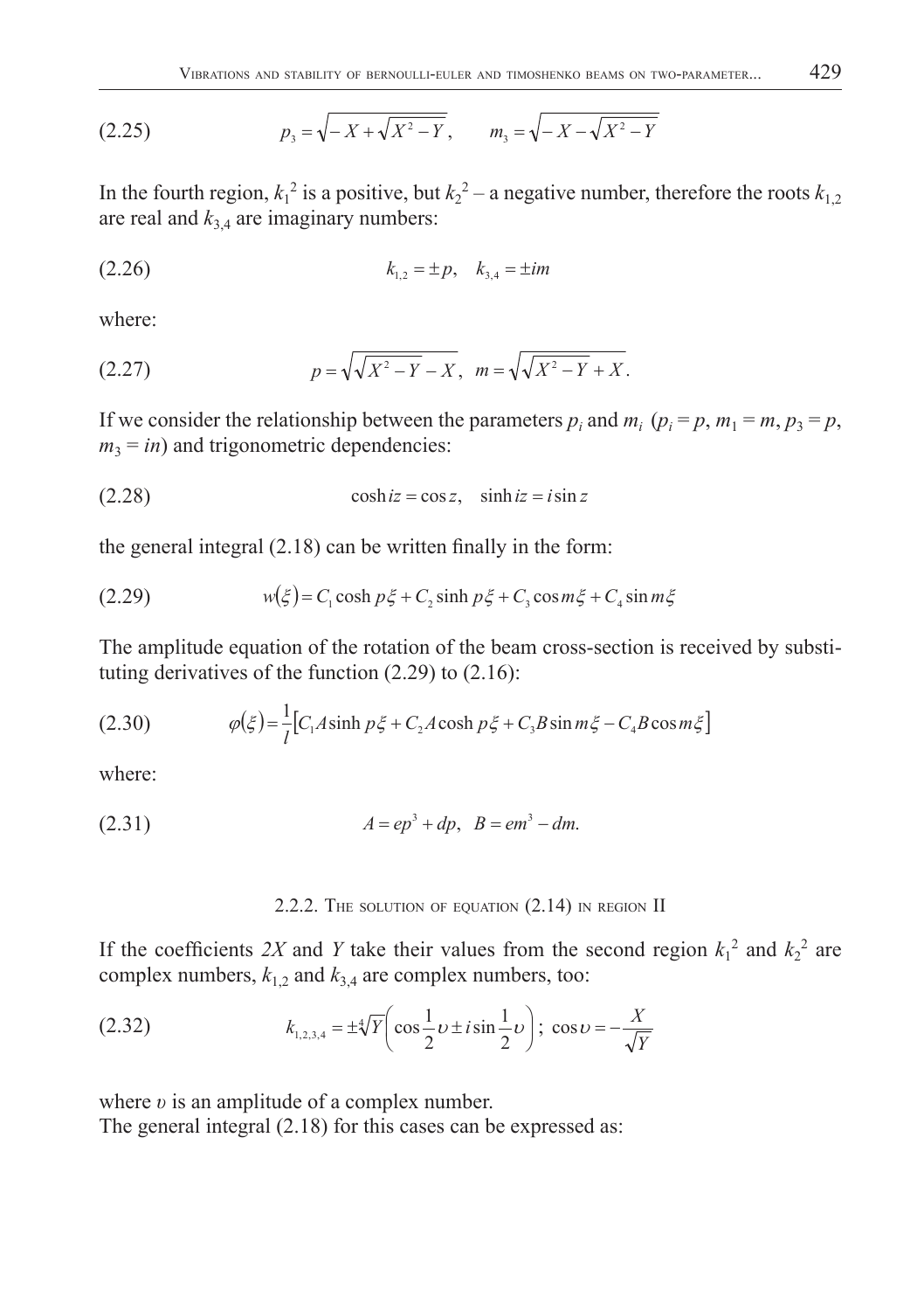$$p_3 = \sqrt{-X + \sqrt{X^2 - Y}}, \qquad m_3 = \sqrt{-X - \sqrt{X^2 - Y}} \tag{2.25}$$

In the fourth region, $k_1^2$ is a positive, but $k_2^2$ – a negative number, therefore the roots $k_{1,2}$ are real and $k_{3,4}$ are imaginary numbers:

$$k_{1,2} = \pm p, \quad k_{3,4} = \pm im \tag{2.26}$$

where:

$$p = \sqrt{\sqrt{X^2 - Y} - X}, \quad m = \sqrt{\sqrt{X^2 - Y} + X}. \tag{2.27}$$

If we consider the relationship between the parameters $p_i$ and $m_i$ ($p_i = p$, $m_1 = m$, $p_3 = p$, $m_3 = in$) and trigonometric dependencies:

$$\cosh iz = \cos z, \quad \sinh iz = i \sin z \tag{2.28}$$

the general integral (2.18) can be written finally in the form:

$$w(\xi) = C_1 \cosh p\xi + C_2 \sinh p\xi + C_3 \cos m\xi + C_4 \sin m\xi \tag{2.29}$$

The amplitude equation of the rotation of the beam cross-section is received by substituting derivatives of the function (2.29) to (2.16):

$$\varphi(\xi) = \frac{1}{l}\left[C_1 A \sinh p\xi + C_2 A \cosh p\xi + C_3 B \sin m\xi - C_4 B \cos m\xi\right] \tag{2.30}$$

where:

$$A = ep^3 + dp, \quad B = em^3 - dm. \tag{2.31}$$

### 2.2.2. The solution of equation (2.14) in region II

If the coefficients $2X$ and $Y$ take their values from the second region $k_1^2$ and $k_2^2$ are complex numbers, $k_{1,2}$ and $k_{3,4}$ are complex numbers, too:

$$k_{1,2,3,4} = \pm \sqrt[4]{Y}\left(\cos\frac{1}{2}\upsilon \pm i \sin\frac{1}{2}\upsilon\right); \ \cos\upsilon = -\frac{X}{\sqrt{Y}} \tag{2.32}$$

where $\upsilon$ is an amplitude of a complex number.
The general integral (2.18) for this cases can be expressed as: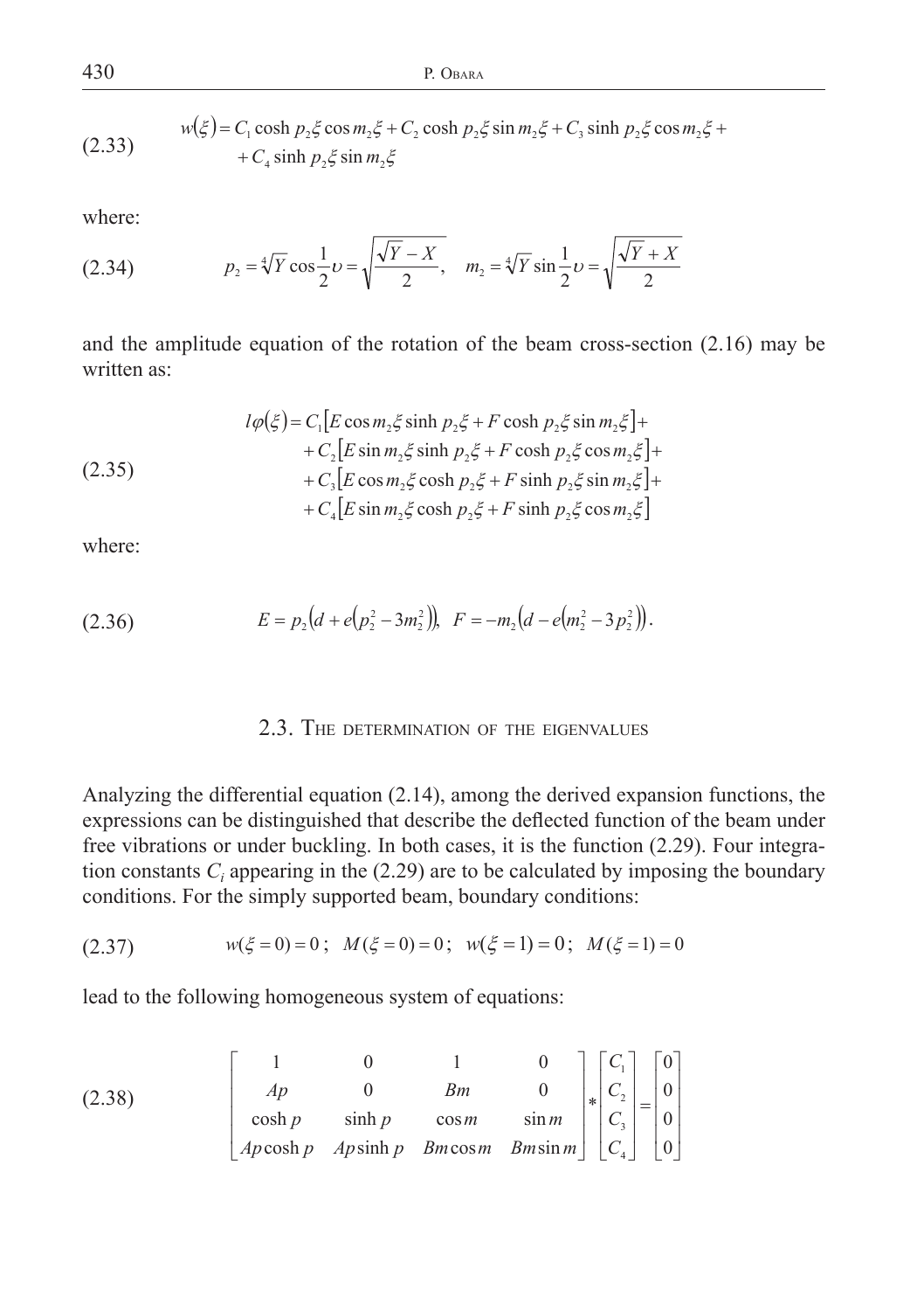$$w(\xi) = C_1 \cosh p_2\xi \cos m_2\xi + C_2 \cosh p_2\xi \sin m_2\xi + C_3 \sinh p_2\xi \cos m_2\xi + \\ + C_4 \sinh p_2\xi \sin m_2\xi \tag{2.33}$$

where:

$$p_2 = \sqrt[4]{Y}\cos\frac{1}{2}\upsilon = \sqrt{\frac{\sqrt{Y} - X}{2}}, \quad m_2 = \sqrt[4]{Y}\sin\frac{1}{2}\upsilon = \sqrt{\frac{\sqrt{Y} + X}{2}} \tag{2.34}$$

and the amplitude equation of the rotation of the beam cross-section (2.16) may be written as:

$$\begin{aligned} l\varphi(\xi) = & C_1[E\cos m_2\xi \sinh p_2\xi + F\cosh p_2\xi \sin m_2\xi] + \\ & + C_2[E\sin m_2\xi \sinh p_2\xi + F\cosh p_2\xi \cos m_2\xi] + \\ & + C_3[E\cos m_2\xi \cosh p_2\xi + F\sinh p_2\xi \sin m_2\xi] + \\ & + C_4[E\sin m_2\xi \cosh p_2\xi + F\sinh p_2\xi \cos m_2\xi] \end{aligned} \tag{2.35}$$

where:

$$E = p_2\left(d + e\left(p_2^2 - 3m_2^2\right)\right), \quad F = -m_2\left(d - e\left(m_2^2 - 3p_2^2\right)\right). \tag{2.36}$$

## 2.3. The determination of the eigenvalues

Analyzing the differential equation (2.14), among the derived expansion functions, the expressions can be distinguished that describe the deflected function of the beam under free vibrations or under buckling. In both cases, it is the function (2.29). Four integration constants $C_i$ appearing in the (2.29) are to be calculated by imposing the boundary conditions. For the simply supported beam, boundary conditions:

$$w(\xi = 0) = 0\,; \quad M(\xi = 0) = 0\,; \quad w(\xi = 1) = 0\,; \quad M(\xi = 1) = 0 \tag{2.37}$$

lead to the following homogeneous system of equations:

$$\begin{bmatrix} 1 & 0 & 1 & 0 \\ Ap & 0 & Bm & 0 \\ \cosh p & \sinh p & \cos m & \sin m \\ Ap\cosh p & Ap\sinh p & Bm\cos m & Bm\sin m \end{bmatrix} * \begin{bmatrix} C_1 \\ C_2 \\ C_3 \\ C_4 \end{bmatrix} = \begin{bmatrix} 0 \\ 0 \\ 0 \\ 0 \end{bmatrix} \tag{2.38}$$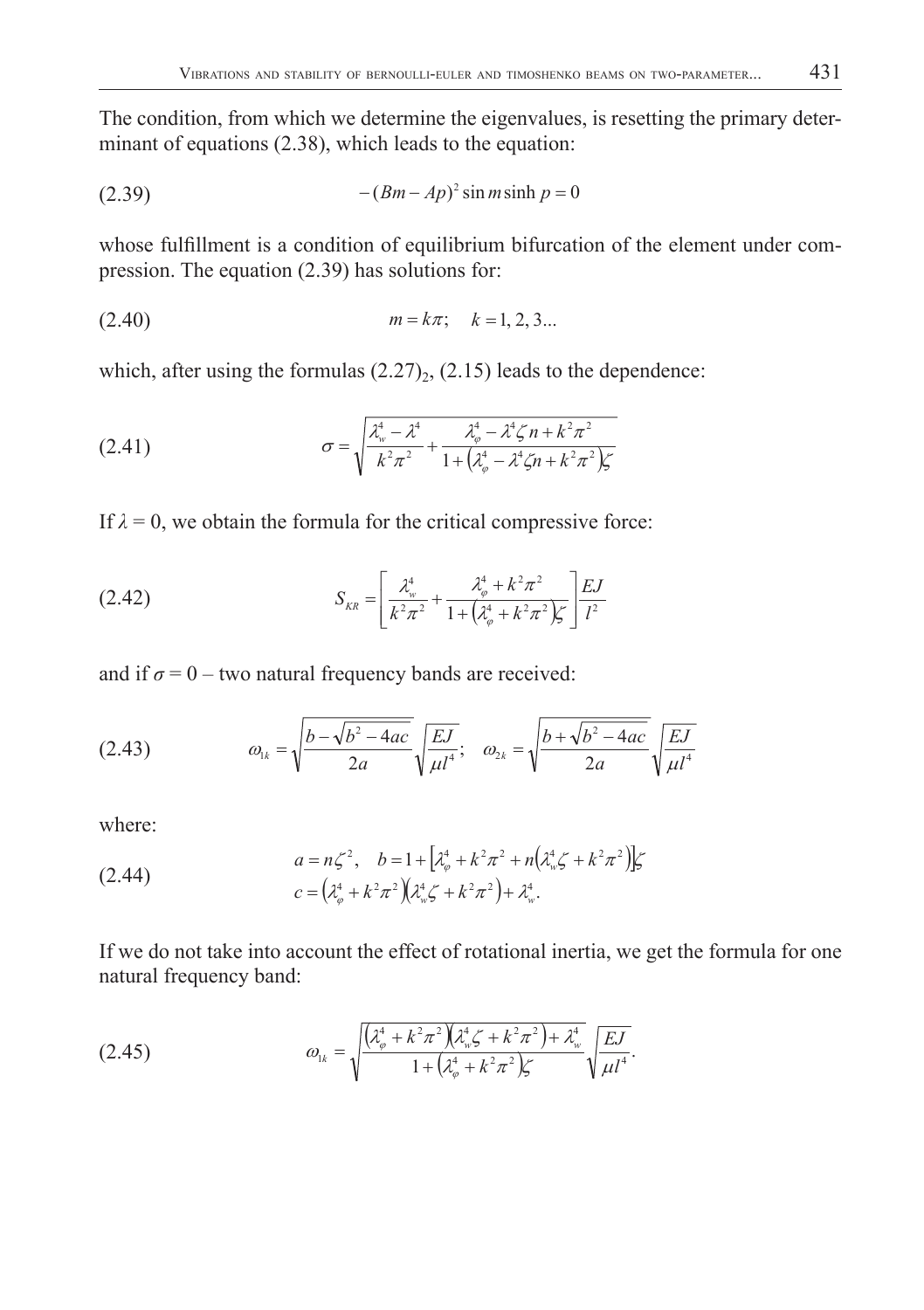The condition, from which we determine the eigenvalues, is resetting the primary determinant of equations (2.38), which leads to the equation:

$$-(Bm - Ap)^2 \sin m \sinh p = 0 \tag{2.39}$$

whose fulfillment is a condition of equilibrium bifurcation of the element under compression. The equation (2.39) has solutions for:

$$m = k\pi; \quad k = 1, 2, 3... \tag{2.40}$$

which, after using the formulas $(2.27)_2$, (2.15) leads to the dependence:

$$\sigma = \sqrt{\frac{\lambda_w^4 - \lambda^4}{k^2\pi^2} + \frac{\lambda_\varphi^4 - \lambda^4 \zeta n + k^2\pi^2}{1 + \left(\lambda_\varphi^4 - \lambda^4 \zeta n + k^2\pi^2\right)\zeta}} \tag{2.41}$$

If $\lambda = 0$, we obtain the formula for the critical compressive force:

$$S_{KR} = \left[\frac{\lambda_w^4}{k^2\pi^2} + \frac{\lambda_\varphi^4 + k^2\pi^2}{1 + \left(\lambda_\varphi^4 + k^2\pi^2\right)\zeta}\right]\frac{EJ}{l^2} \tag{2.42}$$

and if $\sigma = 0$ – two natural frequency bands are received:

$$\omega_{1k} = \sqrt{\frac{b - \sqrt{b^2 - 4ac}}{2a}}\sqrt{\frac{EJ}{\mu l^4}}; \quad \omega_{2k} = \sqrt{\frac{b + \sqrt{b^2 - 4ac}}{2a}}\sqrt{\frac{EJ}{\mu l^4}} \tag{2.43}$$

where:

$$\begin{aligned} &a = n\zeta^2, \quad b = 1 + \left[\lambda_\varphi^4 + k^2\pi^2 + n\left(\lambda_w^4 \zeta + k^2\pi^2\right)\right]\zeta \\ &c = \left(\lambda_\varphi^4 + k^2\pi^2\right)\left(\lambda_w^4 \zeta + k^2\pi^2\right) + \lambda_w^4. \end{aligned} \tag{2.44}$$

If we do not take into account the effect of rotational inertia, we get the formula for one natural frequency band:

$$\omega_{1k} = \sqrt{\frac{\left(\lambda_\varphi^4 + k^2\pi^2\right)\left(\lambda_w^4 \zeta + k^2\pi^2\right) + \lambda_w^4}{1 + \left(\lambda_\varphi^4 + k^2\pi^2\right)\zeta}}\sqrt{\frac{EJ}{\mu l^4}}. \tag{2.45}$$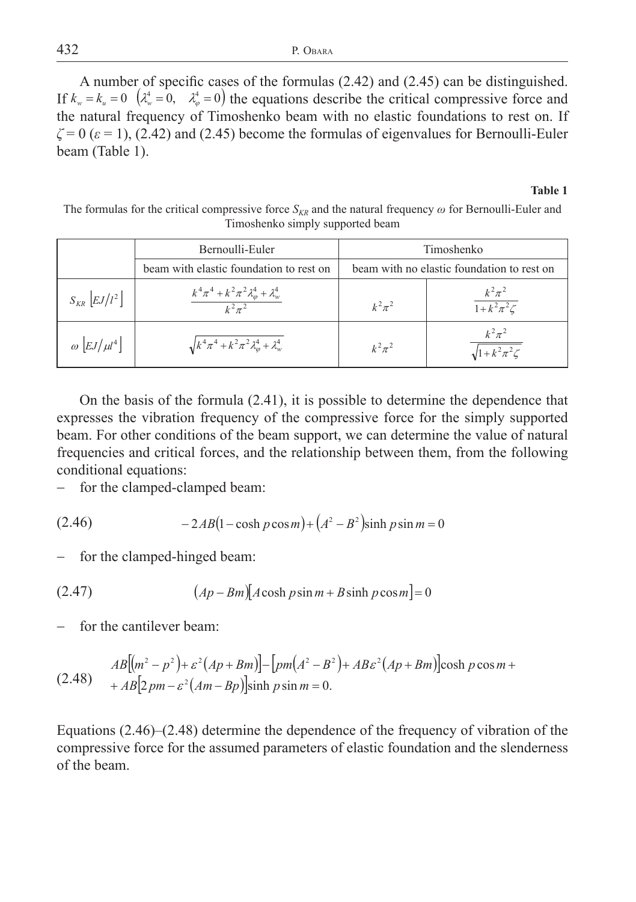A number of specific cases of the formulas (2.42) and (2.45) can be distinguished. If $k_w = k_u = 0$ $\left(\lambda_w^4 = 0, \quad \lambda_\varphi^4 = 0\right)$ the equations describe the critical compressive force and the natural frequency of Timoshenko beam with no elastic foundations to rest on. If $\zeta = 0$ ($\varepsilon = 1$), (2.42) and (2.45) become the formulas of eigenvalues for Bernoulli-Euler beam (Table 1).

**Table 1**

The formulas for the critical compressive force $S_{KR}$ and the natural frequency $\omega$ for Bernoulli-Euler and Timoshenko simply supported beam

| | Bernoulli-Euler | Timoshenko | |
|---|---|---|---|
| | beam with elastic foundation to rest on | beam with no elastic foundation to rest on | |
| $S_{KR}\left[EJ/l^2\right]$ | $\dfrac{k^4\pi^4 + k^2\pi^2\lambda_\varphi^4 + \lambda_w^4}{k^2\pi^2}$ | $k^2\pi^2$ | $\dfrac{k^2\pi^2}{1 + k^2\pi^2\zeta}$ |
| $\omega\left[EJ/\mu l^4\right]$ | $\sqrt{k^4\pi^4 + k^2\pi^2\lambda_\varphi^4 + \lambda_w^4}$ | $k^2\pi^2$ | $\dfrac{k^2\pi^2}{\sqrt{1 + k^2\pi^2\zeta}}$ |

On the basis of the formula (2.41), it is possible to determine the dependence that expresses the vibration frequency of the compressive force for the simply supported beam. For other conditions of the beam support, we can determine the value of natural frequencies and critical forces, and the relationship between them, from the following conditional equations:

- for the clamped-clamped beam:

$$-2AB\left(1 - \cosh p \cos m\right) + \left(A^2 - B^2\right)\sinh p \sin m = 0 \tag{2.46}$$

- for the clamped-hinged beam:

$$\left(Ap - Bm\right)\left[A \cosh p \sin m + B \sinh p \cos m\right] = 0 \tag{2.47}$$

- for the cantilever beam:

$$\begin{aligned} &AB\left[\left(m^2 - p^2\right) + \varepsilon^2\left(Ap + Bm\right)\right] - \left[pm\left(A^2 - B^2\right) + AB\varepsilon^2\left(Ap + Bm\right)\right]\cosh p \cos m + \\ &+ AB\left[2pm - \varepsilon^2\left(Am - Bp\right)\right]\sinh p \sin m = 0. \end{aligned} \tag{2.48}$$

Equations (2.46)–(2.48) determine the dependence of the frequency of vibration of the compressive force for the assumed parameters of elastic foundation and the slenderness of the beam.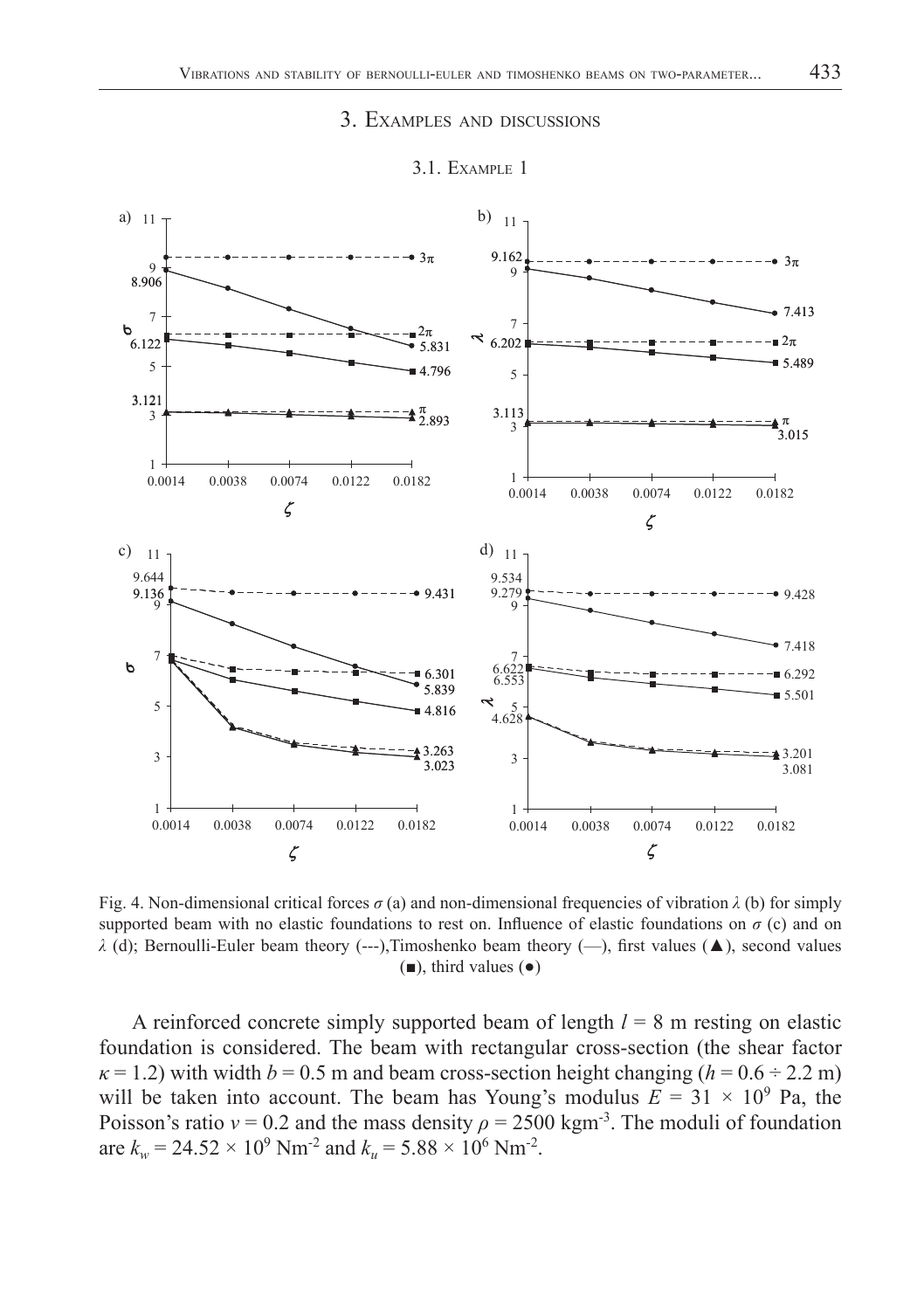## 3. Examples and discussions

### 3.1. Example 1

Fig. 4. Non-dimensional critical forces $\sigma$ (a) and non-dimensional frequencies of vibration $\lambda$ (b) for simply supported beam with no elastic foundations to rest on. Influence of elastic foundations on $\sigma$ (c) and on $\lambda$ (d); Bernoulli-Euler beam theory (---),Timoshenko beam theory (—), first values (▲), second values (■), third values (●)

A reinforced concrete simply supported beam of length $l = 8$ m resting on elastic foundation is considered. The beam with rectangular cross-section (the shear factor $\kappa = 1.2$) with width $b = 0.5$ m and beam cross-section height changing ($h = 0.6 \div 2.2$ m) will be taken into account. The beam has Young's modulus $E = 31 \times 10^9$ Pa, the Poisson's ratio $v = 0.2$ and the mass density $\rho = 2500$ kgm$^{-3}$. The moduli of foundation are $k_w = 24.52 \times 10^9$ Nm$^{-2}$ and $k_u = 5.88 \times 10^6$ Nm$^{-2}$.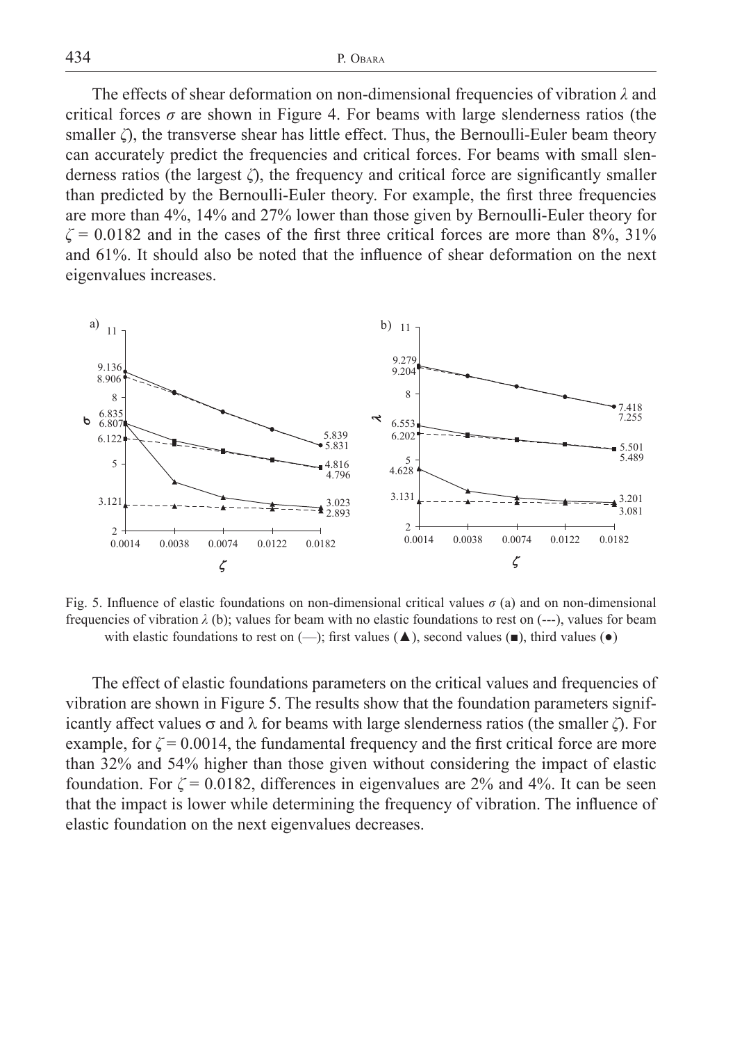The effects of shear deformation on non-dimensional frequencies of vibration $\lambda$ and critical forces $\sigma$ are shown in Figure 4. For beams with large slenderness ratios (the smaller $\zeta$), the transverse shear has little effect. Thus, the Bernoulli-Euler beam theory can accurately predict the frequencies and critical forces. For beams with small slenderness ratios (the largest $\zeta$), the frequency and critical force are significantly smaller than predicted by the Bernoulli-Euler theory. For example, the first three frequencies are more than 4%, 14% and 27% lower than those given by Bernoulli-Euler theory for $\zeta = 0.0182$ and in the cases of the first three critical forces are more than 8%, 31% and 61%. It should also be noted that the influence of shear deformation on the next eigenvalues increases.

Fig. 5. Influence of elastic foundations on non-dimensional critical values $\sigma$ (a) and on non-dimensional frequencies of vibration $\lambda$ (b); values for beam with no elastic foundations to rest on (---), values for beam with elastic foundations to rest on (—); first values (▲), second values (■), third values (●)

The effect of elastic foundations parameters on the critical values and frequencies of vibration are shown in Figure 5. The results show that the foundation parameters significantly affect values $\sigma$ and $\lambda$ for beams with large slenderness ratios (the smaller $\zeta$). For example, for $\zeta = 0.0014$, the fundamental frequency and the first critical force are more than 32% and 54% higher than those given without considering the impact of elastic foundation. For $\zeta = 0.0182$, differences in eigenvalues are 2% and 4%. It can be seen that the impact is lower while determining the frequency of vibration. The influence of elastic foundation on the next eigenvalues decreases.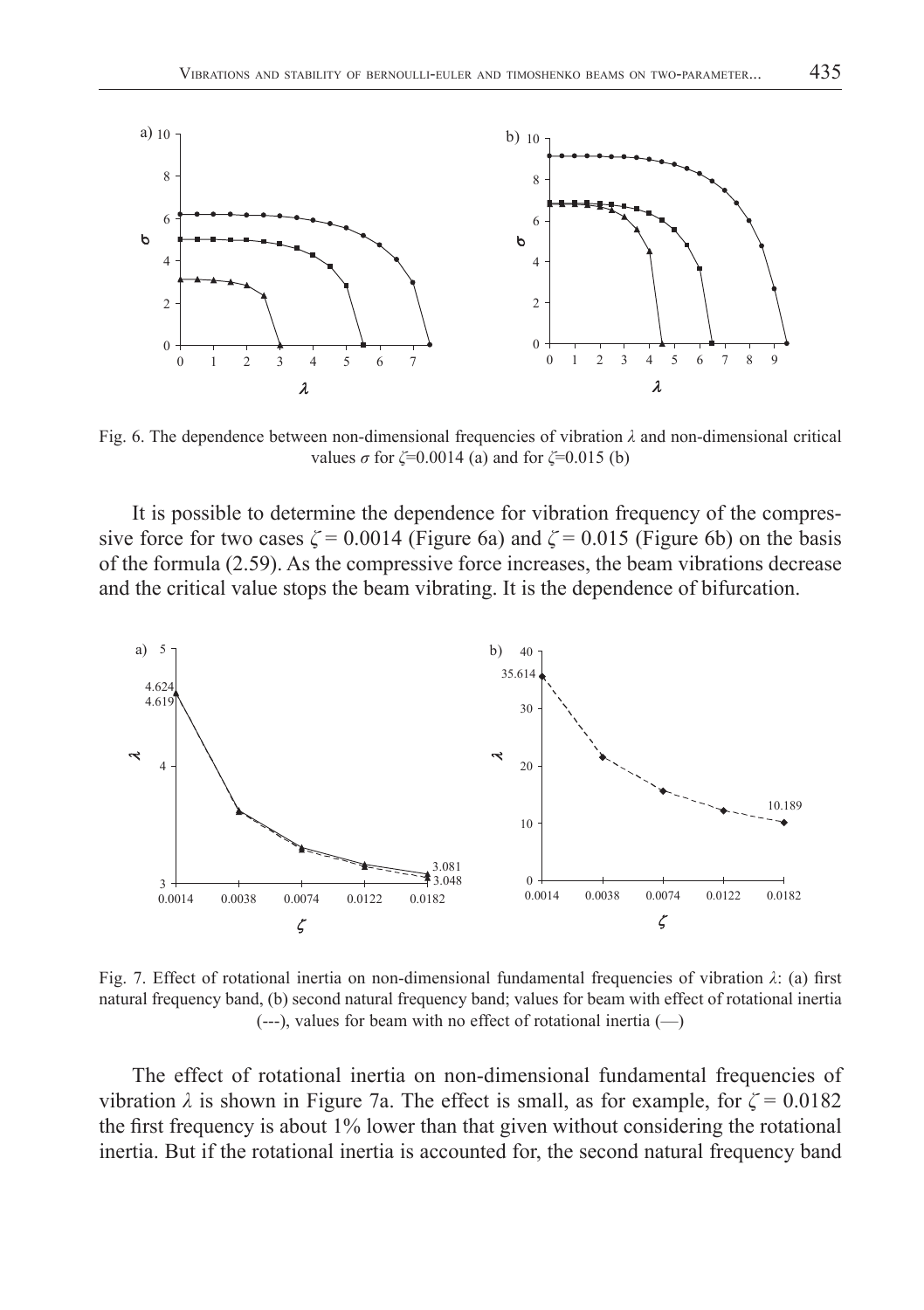Fig. 6. The dependence between non-dimensional frequencies of vibration $\lambda$ and non-dimensional critical values $\sigma$ for $\zeta$=0.0014 (a) and for $\zeta$=0.015 (b)

It is possible to determine the dependence for vibration frequency of the compressive force for two cases $\zeta = 0.0014$ (Figure 6a) and $\zeta = 0.015$ (Figure 6b) on the basis of the formula (2.59). As the compressive force increases, the beam vibrations decrease and the critical value stops the beam vibrating. It is the dependence of bifurcation.

Fig. 7. Effect of rotational inertia on non-dimensional fundamental frequencies of vibration $\lambda$: (a) first natural frequency band, (b) second natural frequency band; values for beam with effect of rotational inertia (---), values for beam with no effect of rotational inertia (—)

The effect of rotational inertia on non-dimensional fundamental frequencies of vibration $\lambda$ is shown in Figure 7a. The effect is small, as for example, for $\zeta = 0.0182$ the first frequency is about 1% lower than that given without considering the rotational inertia. But if the rotational inertia is accounted for, the second natural frequency band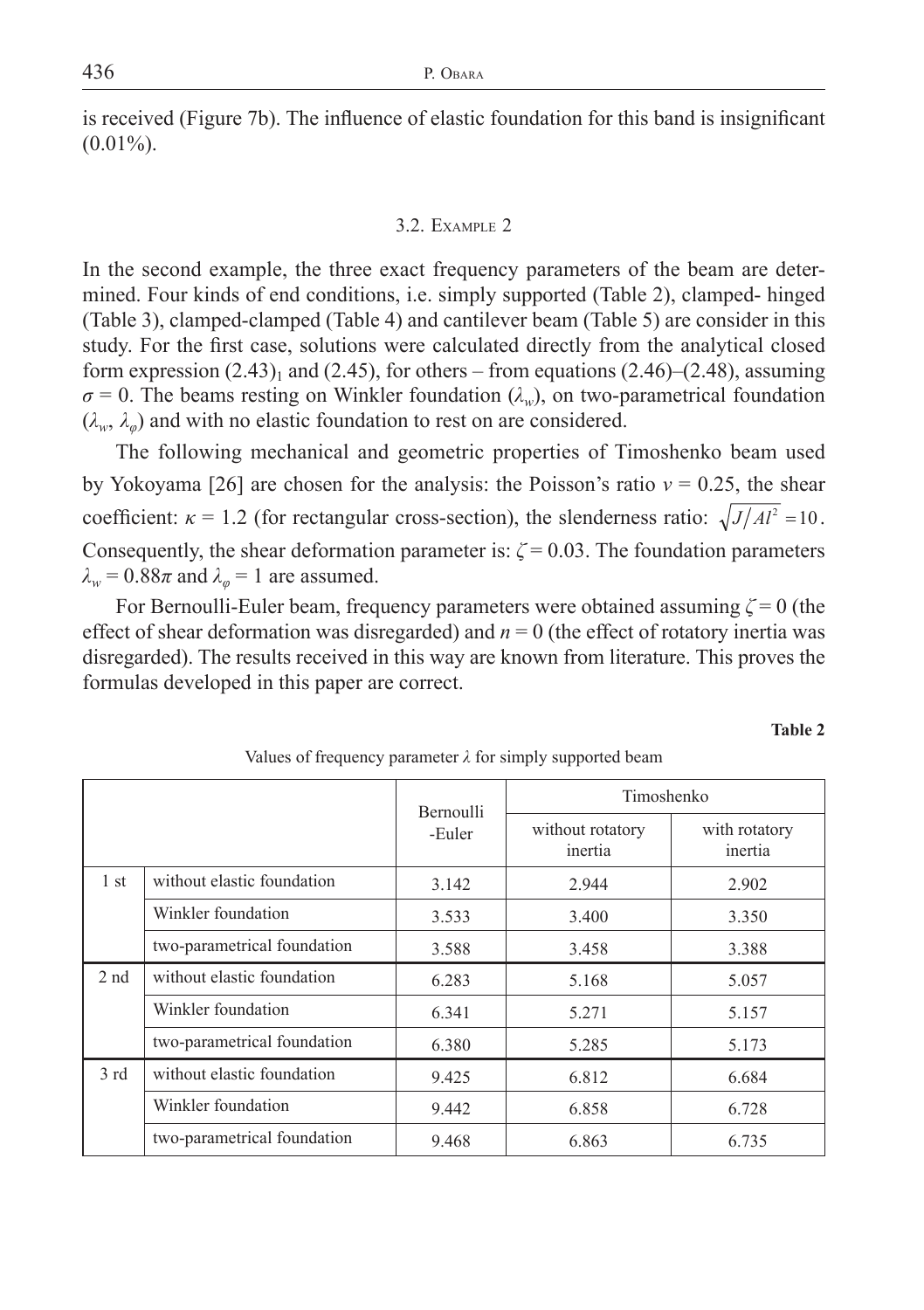is received (Figure 7b). The influence of elastic foundation for this band is insignificant (0.01%).

### 3.2. Example 2

In the second example, the three exact frequency parameters of the beam are determined. Four kinds of end conditions, i.e. simply supported (Table 2), clamped- hinged (Table 3), clamped-clamped (Table 4) and cantilever beam (Table 5) are consider in this study. For the first case, solutions were calculated directly from the analytical closed form expression $(2.43)_1$ and (2.45), for others – from equations (2.46)–(2.48), assuming $\sigma = 0$. The beams resting on Winkler foundation ($\lambda_w$), on two-parametrical foundation ($\lambda_w$, $\lambda_\varphi$) and with no elastic foundation to rest on are considered.

The following mechanical and geometric properties of Timoshenko beam used by Yokoyama [26] are chosen for the analysis: the Poisson's ratio $\nu = 0.25$, the shear coefficient: $\kappa = 1.2$ (for rectangular cross-section), the slenderness ratio: $\sqrt{J/Al^2} = 10$. Consequently, the shear deformation parameter is: $\zeta = 0.03$. The foundation parameters $\lambda_w = 0.88\pi$ and $\lambda_\varphi = 1$ are assumed.

For Bernoulli-Euler beam, frequency parameters were obtained assuming $\zeta = 0$ (the effect of shear deformation was disregarded) and $n = 0$ (the effect of rotatory inertia was disregarded). The results received in this way are known from literature. This proves the formulas developed in this paper are correct.

**Table 2**

Values of frequency parameter $\lambda$ for simply supported beam

| | | Bernoulli -Euler | Timoshenko | |
|---|---|---|---|---|
| | | | without rotatory inertia | with rotatory inertia |
| 1 st | without elastic foundation | 3.142 | 2.944 | 2.902 |
| | Winkler foundation | 3.533 | 3.400 | 3.350 |
| | two-parametrical foundation | 3.588 | 3.458 | 3.388 |
| 2 nd | without elastic foundation | 6.283 | 5.168 | 5.057 |
| | Winkler foundation | 6.341 | 5.271 | 5.157 |
| | two-parametrical foundation | 6.380 | 5.285 | 5.173 |
| 3 rd | without elastic foundation | 9.425 | 6.812 | 6.684 |
| | Winkler foundation | 9.442 | 6.858 | 6.728 |
| | two-parametrical foundation | 9.468 | 6.863 | 6.735 |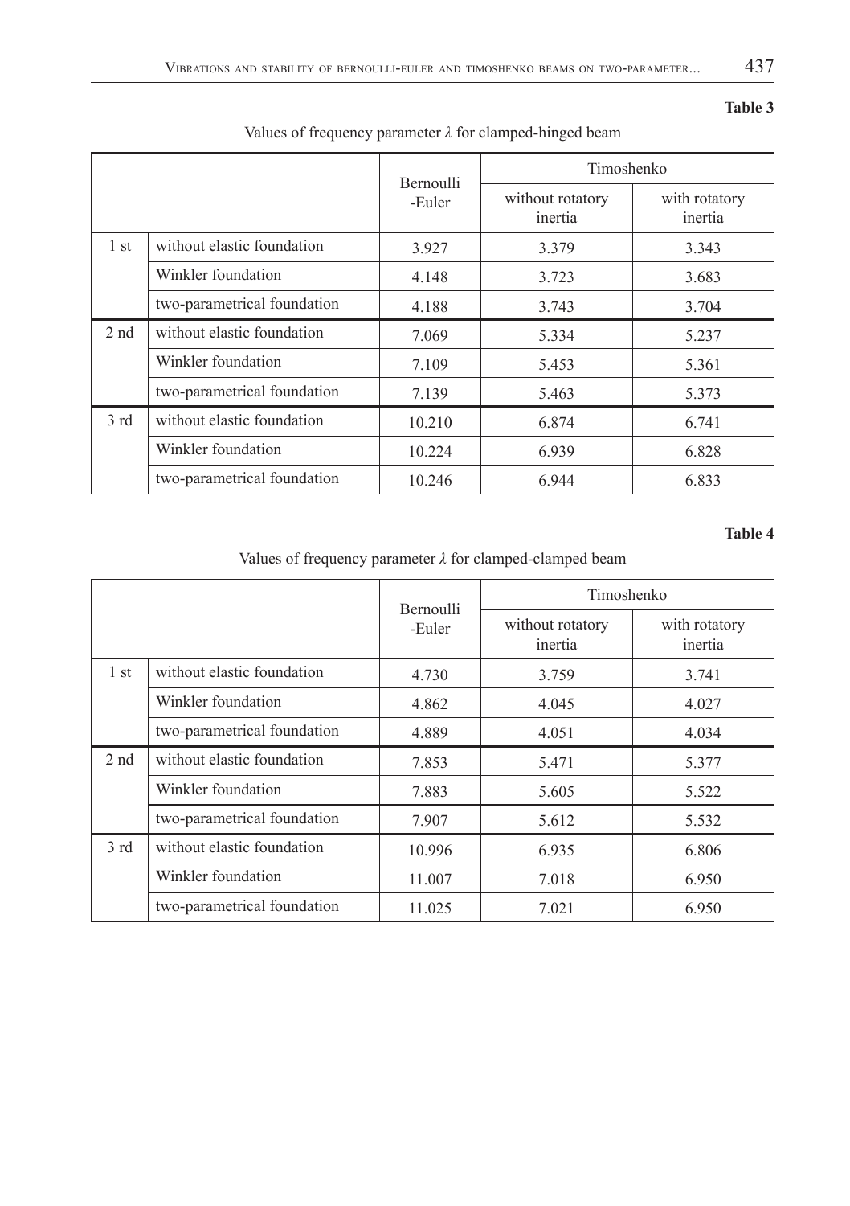**Table 3**

Values of frequency parameter $\lambda$ for clamped-hinged beam

| | | Bernoulli -Euler | Timoshenko | |
|---|---|---|---|---|
| | | | without rotatory inertia | with rotatory inertia |
| 1 st | without elastic foundation | 3.927 | 3.379 | 3.343 |
| | Winkler foundation | 4.148 | 3.723 | 3.683 |
| | two-parametrical foundation | 4.188 | 3.743 | 3.704 |
| 2 nd | without elastic foundation | 7.069 | 5.334 | 5.237 |
| | Winkler foundation | 7.109 | 5.453 | 5.361 |
| | two-parametrical foundation | 7.139 | 5.463 | 5.373 |
| 3 rd | without elastic foundation | 10.210 | 6.874 | 6.741 |
| | Winkler foundation | 10.224 | 6.939 | 6.828 |
| | two-parametrical foundation | 10.246 | 6.944 | 6.833 |

**Table 4**

Values of frequency parameter $\lambda$ for clamped-clamped beam

| | | Bernoulli -Euler | Timoshenko | |
|---|---|---|---|---|
| | | | without rotatory inertia | with rotatory inertia |
| 1 st | without elastic foundation | 4.730 | 3.759 | 3.741 |
| | Winkler foundation | 4.862 | 4.045 | 4.027 |
| | two-parametrical foundation | 4.889 | 4.051 | 4.034 |
| 2 nd | without elastic foundation | 7.853 | 5.471 | 5.377 |
| | Winkler foundation | 7.883 | 5.605 | 5.522 |
| | two-parametrical foundation | 7.907 | 5.612 | 5.532 |
| 3 rd | without elastic foundation | 10.996 | 6.935 | 6.806 |
| | Winkler foundation | 11.007 | 7.018 | 6.950 |
| | two-parametrical foundation | 11.025 | 7.021 | 6.950 |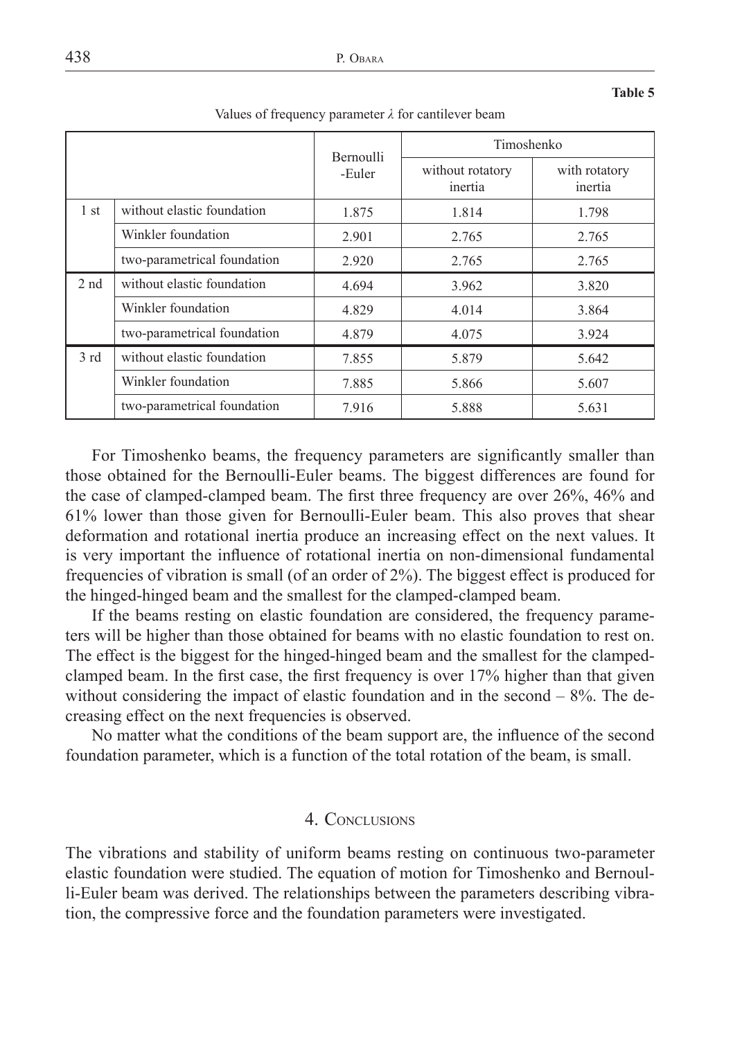**Table 5**

Values of frequency parameter $\lambda$ for cantilever beam

| | | Bernoulli -Euler | Timoshenko | |
|---|---|---|---|---|
| | | | without rotatory inertia | with rotatory inertia |
| 1 st | without elastic foundation | 1.875 | 1.814 | 1.798 |
| | Winkler foundation | 2.901 | 2.765 | 2.765 |
| | two-parametrical foundation | 2.920 | 2.765 | 2.765 |
| 2 nd | without elastic foundation | 4.694 | 3.962 | 3.820 |
| | Winkler foundation | 4.829 | 4.014 | 3.864 |
| | two-parametrical foundation | 4.879 | 4.075 | 3.924 |
| 3 rd | without elastic foundation | 7.855 | 5.879 | 5.642 |
| | Winkler foundation | 7.885 | 5.866 | 5.607 |
| | two-parametrical foundation | 7.916 | 5.888 | 5.631 |

For Timoshenko beams, the frequency parameters are significantly smaller than those obtained for the Bernoulli-Euler beams. The biggest differences are found for the case of clamped-clamped beam. The first three frequency are over 26%, 46% and 61% lower than those given for Bernoulli-Euler beam. This also proves that shear deformation and rotational inertia produce an increasing effect on the next values. It is very important the influence of rotational inertia on non-dimensional fundamental frequencies of vibration is small (of an order of 2%). The biggest effect is produced for the hinged-hinged beam and the smallest for the clamped-clamped beam.

If the beams resting on elastic foundation are considered, the frequency parameters will be higher than those obtained for beams with no elastic foundation to rest on. The effect is the biggest for the hinged-hinged beam and the smallest for the clamped-clamped beam. In the first case, the first frequency is over 17% higher than that given without considering the impact of elastic foundation and in the second – 8%. The decreasing effect on the next frequencies is observed.

No matter what the conditions of the beam support are, the influence of the second foundation parameter, which is a function of the total rotation of the beam, is small.

## 4. Conclusions

The vibrations and stability of uniform beams resting on continuous two-parameter elastic foundation were studied. The equation of motion for Timoshenko and Bernoulli-Euler beam was derived. The relationships between the parameters describing vibration, the compressive force and the foundation parameters were investigated.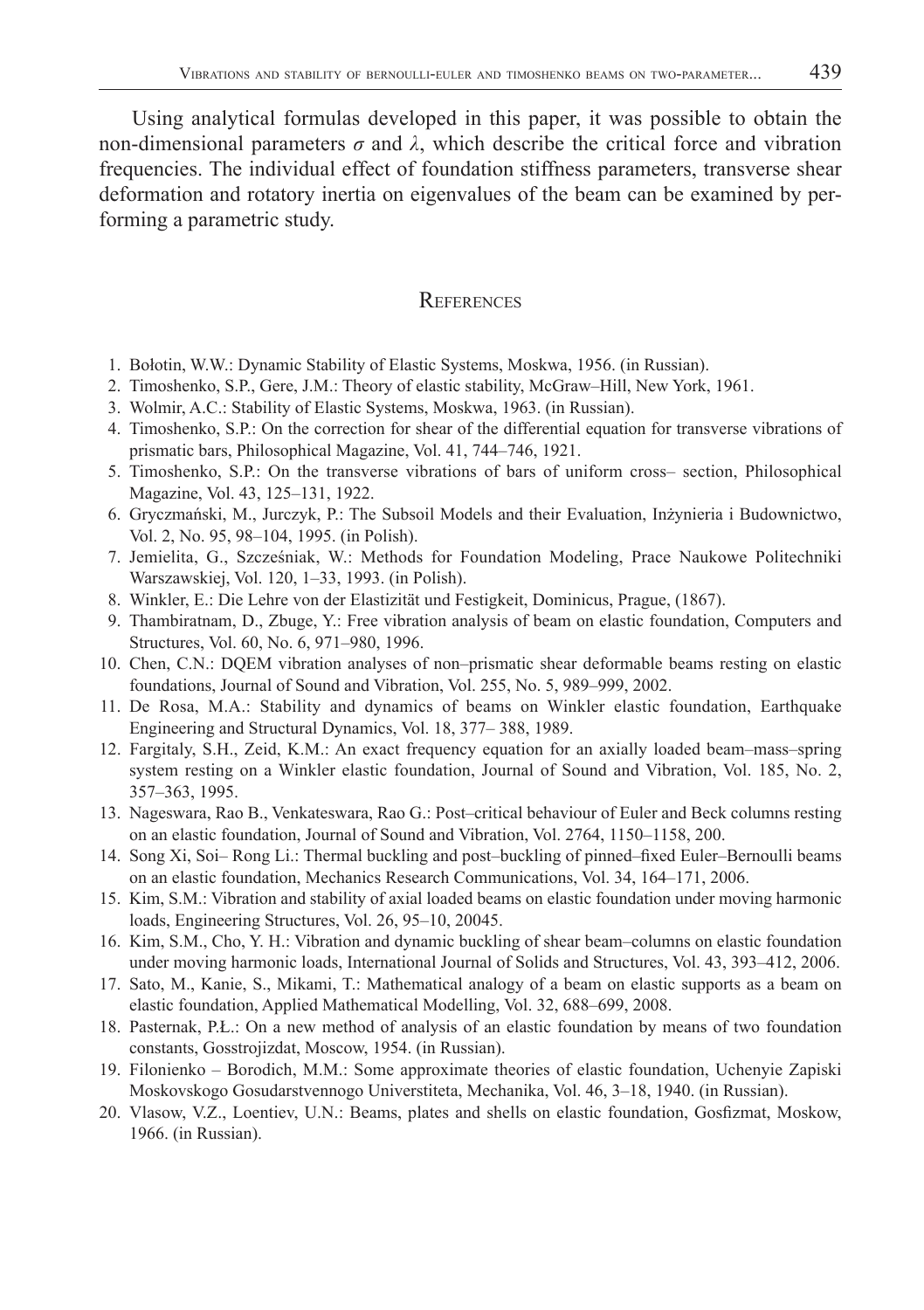Using analytical formulas developed in this paper, it was possible to obtain the non-dimensional parameters $\sigma$ and $\lambda$, which describe the critical force and vibration frequencies. The individual effect of foundation stiffness parameters, transverse shear deformation and rotatory inertia on eigenvalues of the beam can be examined by performing a parametric study.

## References

1. Bołotin, W.W.: Dynamic Stability of Elastic Systems, Moskwa, 1956. (in Russian).
2. Timoshenko, S.P., Gere, J.M.: Theory of elastic stability, McGraw–Hill, New York, 1961.
3. Wolmir, A.C.: Stability of Elastic Systems, Moskwa, 1963. (in Russian).
4. Timoshenko, S.P.: On the correction for shear of the differential equation for transverse vibrations of prismatic bars, Philosophical Magazine, Vol. 41, 744–746, 1921.
5. Timoshenko, S.P.: On the transverse vibrations of bars of uniform cross– section, Philosophical Magazine, Vol. 43, 125–131, 1922.
6. Gryczmański, M., Jurczyk, P.: The Subsoil Models and their Evaluation, Inżynieria i Budownictwo, Vol. 2, No. 95, 98–104, 1995. (in Polish).
7. Jemielita, G., Szcześniak, W.: Methods for Foundation Modeling, Prace Naukowe Politechniki Warszawskiej, Vol. 120, 1–33, 1993. (in Polish).
8. Winkler, E.: Die Lehre von der Elastizität und Festigkeit, Dominicus, Prague, (1867).
9. Thambiratnam, D., Zbuge, Y.: Free vibration analysis of beam on elastic foundation, Computers and Structures, Vol. 60, No. 6, 971–980, 1996.
10. Chen, C.N.: DQEM vibration analyses of non–prismatic shear deformable beams resting on elastic foundations, Journal of Sound and Vibration, Vol. 255, No. 5, 989–999, 2002.
11. De Rosa, M.A.: Stability and dynamics of beams on Winkler elastic foundation, Earthquake Engineering and Structural Dynamics, Vol. 18, 377– 388, 1989.
12. Fargitaly, S.H., Zeid, K.M.: An exact frequency equation for an axially loaded beam–mass–spring system resting on a Winkler elastic foundation, Journal of Sound and Vibration, Vol. 185, No. 2, 357–363, 1995.
13. Nageswara, Rao B., Venkateswara, Rao G.: Post–critical behaviour of Euler and Beck columns resting on an elastic foundation, Journal of Sound and Vibration, Vol. 2764, 1150–1158, 200.
14. Song Xi, Soi– Rong Li.: Thermal buckling and post–buckling of pinned–fixed Euler–Bernoulli beams on an elastic foundation, Mechanics Research Communications, Vol. 34, 164–171, 2006.
15. Kim, S.M.: Vibration and stability of axial loaded beams on elastic foundation under moving harmonic loads, Engineering Structures, Vol. 26, 95–10, 20045.
16. Kim, S.M., Cho, Y. H.: Vibration and dynamic buckling of shear beam–columns on elastic foundation under moving harmonic loads, International Journal of Solids and Structures, Vol. 43, 393–412, 2006.
17. Sato, M., Kanie, S., Mikami, T.: Mathematical analogy of a beam on elastic supports as a beam on elastic foundation, Applied Mathematical Modelling, Vol. 32, 688–699, 2008.
18. Pasternak, P.Ł.: On a new method of analysis of an elastic foundation by means of two foundation constants, Gosstrojizdat, Moscow, 1954. (in Russian).
19. Filonienko – Borodich, M.M.: Some approximate theories of elastic foundation, Uchenyie Zapiski Moskovskogo Gosudarstvennogo Universtiteta, Mechanika, Vol. 46, 3–18, 1940. (in Russian).
20. Vlasow, V.Z., Loentiev, U.N.: Beams, plates and shells on elastic foundation, Gosfizmat, Moskow, 1966. (in Russian).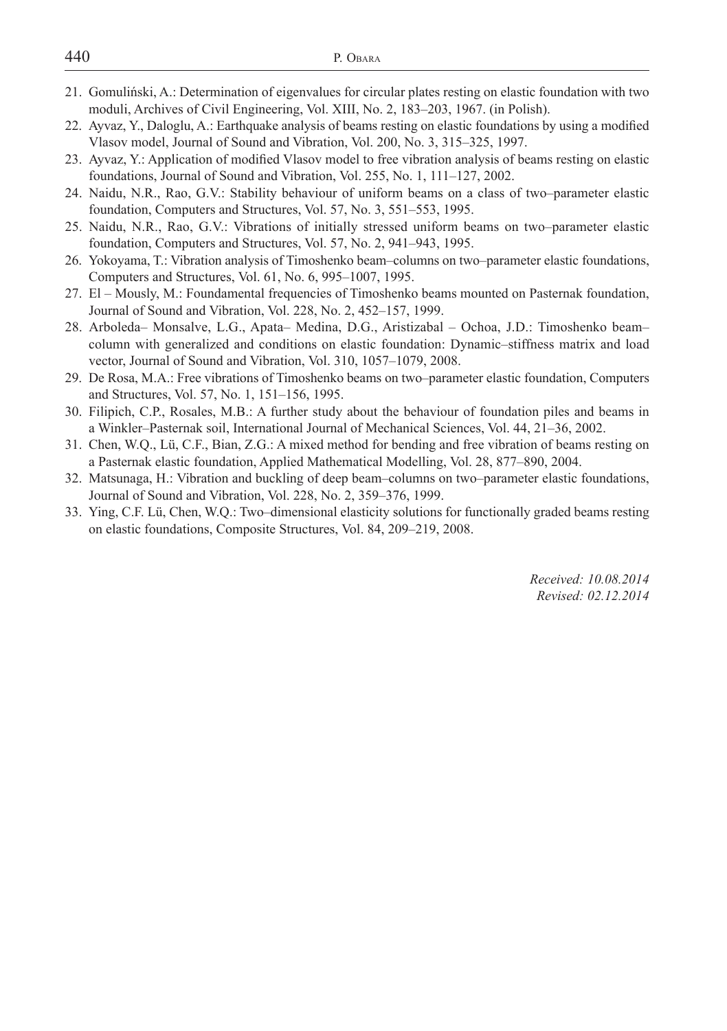21. Gomuliński, A.: Determination of eigenvalues for circular plates resting on elastic foundation with two moduli, Archives of Civil Engineering, Vol. XIII, No. 2, 183–203, 1967. (in Polish).
22. Ayvaz, Y., Daloglu, A.: Earthquake analysis of beams resting on elastic foundations by using a modified Vlasov model, Journal of Sound and Vibration, Vol. 200, No. 3, 315–325, 1997.
23. Ayvaz, Y.: Application of modified Vlasov model to free vibration analysis of beams resting on elastic foundations, Journal of Sound and Vibration, Vol. 255, No. 1, 111–127, 2002.
24. Naidu, N.R., Rao, G.V.: Stability behaviour of uniform beams on a class of two–parameter elastic foundation, Computers and Structures, Vol. 57, No. 3, 551–553, 1995.
25. Naidu, N.R., Rao, G.V.: Vibrations of initially stressed uniform beams on two–parameter elastic foundation, Computers and Structures, Vol. 57, No. 2, 941–943, 1995.
26. Yokoyama, T.: Vibration analysis of Timoshenko beam–columns on two–parameter elastic foundations, Computers and Structures, Vol. 61, No. 6, 995–1007, 1995.
27. El – Mously, M.: Foundamental frequencies of Timoshenko beams mounted on Pasternak foundation, Journal of Sound and Vibration, Vol. 228, No. 2, 452–157, 1999.
28. Arboleda– Monsalve, L.G., Apata– Medina, D.G., Aristizabal – Ochoa, J.D.: Timoshenko beam–column with generalized and conditions on elastic foundation: Dynamic–stiffness matrix and load vector, Journal of Sound and Vibration, Vol. 310, 1057–1079, 2008.
29. De Rosa, M.A.: Free vibrations of Timoshenko beams on two–parameter elastic foundation, Computers and Structures, Vol. 57, No. 1, 151–156, 1995.
30. Filipich, C.P., Rosales, M.B.: A further study about the behaviour of foundation piles and beams in a Winkler–Pasternak soil, International Journal of Mechanical Sciences, Vol. 44, 21–36, 2002.
31. Chen, W.Q., Lü, C.F., Bian, Z.G.: A mixed method for bending and free vibration of beams resting on a Pasternak elastic foundation, Applied Mathematical Modelling, Vol. 28, 877–890, 2004.
32. Matsunaga, H.: Vibration and buckling of deep beam–columns on two–parameter elastic foundations, Journal of Sound and Vibration, Vol. 228, No. 2, 359–376, 1999.
33. Ying, C.F. Lü, Chen, W.Q.: Two–dimensional elasticity solutions for functionally graded beams resting on elastic foundations, Composite Structures, Vol. 84, 209–219, 2008.

*Received: 10.08.2014*
*Revised: 02.12.2014*